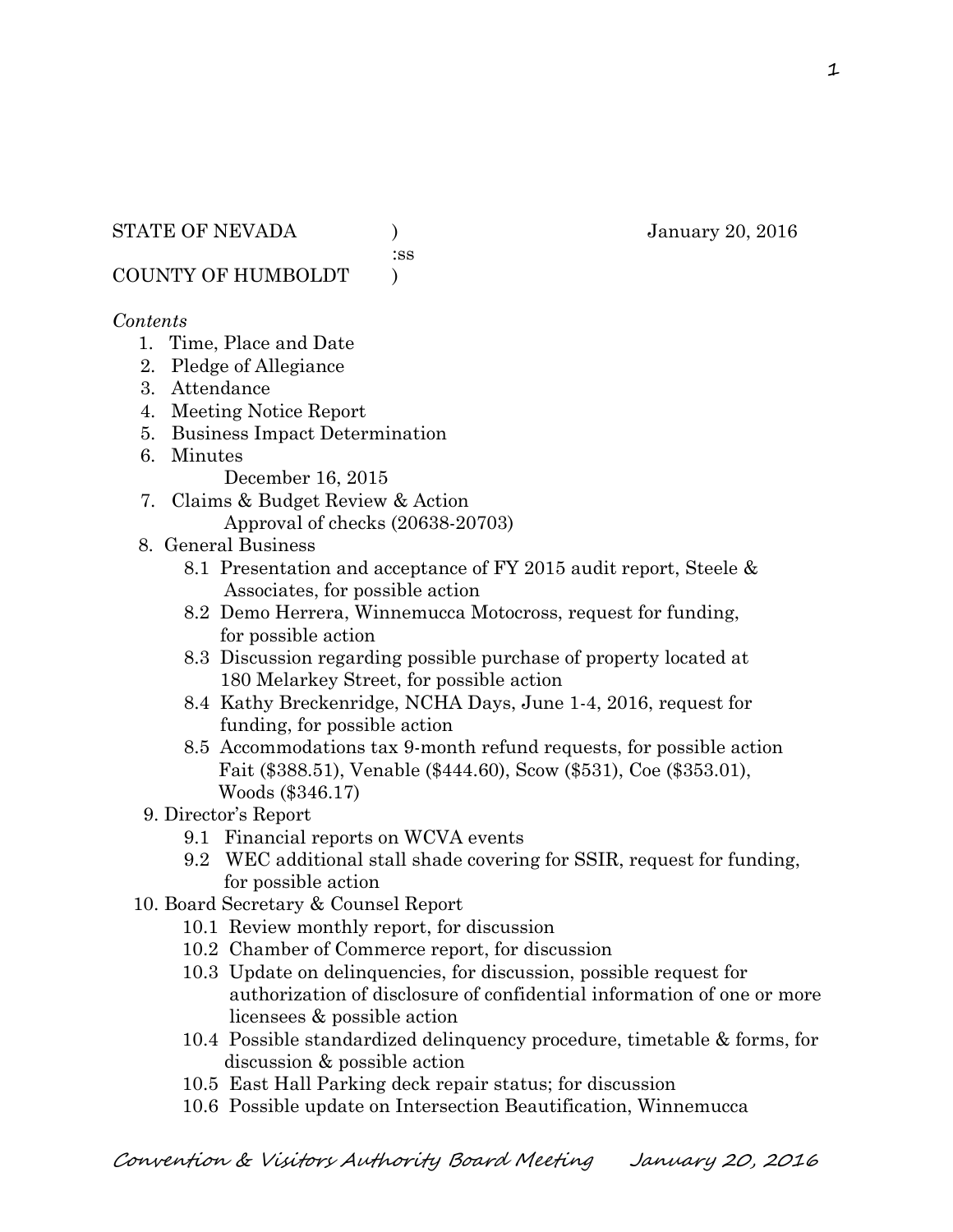STATE OF NEVADA )                January 20, 2016
:ss
COUNTY OF HUMBOLDT )

*Contents*

1. Time, Place and Date
2. Pledge of Allegiance
3. Attendance
4. Meeting Notice Report
5. Business Impact Determination
6. Minutes
   December 16, 2015
7. Claims & Budget Review & Action
   Approval of checks (20638-20703)
8. General Business
   - 8.1 Presentation and acceptance of FY 2015 audit report, Steele & Associates, for possible action
   - 8.2 Demo Herrera, Winnemucca Motocross, request for funding, for possible action
   - 8.3 Discussion regarding possible purchase of property located at 180 Melarkey Street, for possible action
   - 8.4 Kathy Breckenridge, NCHA Days, June 1-4, 2016, request for funding, for possible action
   - 8.5 Accommodations tax 9-month refund requests, for possible action Fait ($388.51), Venable ($444.60), Scow ($531), Coe ($353.01), Woods ($346.17)
9. Director's Report
   - 9.1 Financial reports on WCVA events
   - 9.2 WEC additional stall shade covering for SSIR, request for funding, for possible action
10. Board Secretary & Counsel Report
    - 10.1 Review monthly report, for discussion
    - 10.2 Chamber of Commerce report, for discussion
    - 10.3 Update on delinquencies, for discussion, possible request for authorization of disclosure of confidential information of one or more licensees & possible action
    - 10.4 Possible standardized delinquency procedure, timetable & forms, for discussion & possible action
    - 10.5 East Hall Parking deck repair status; for discussion
    - 10.6 Possible update on Intersection Beautification, Winnemucca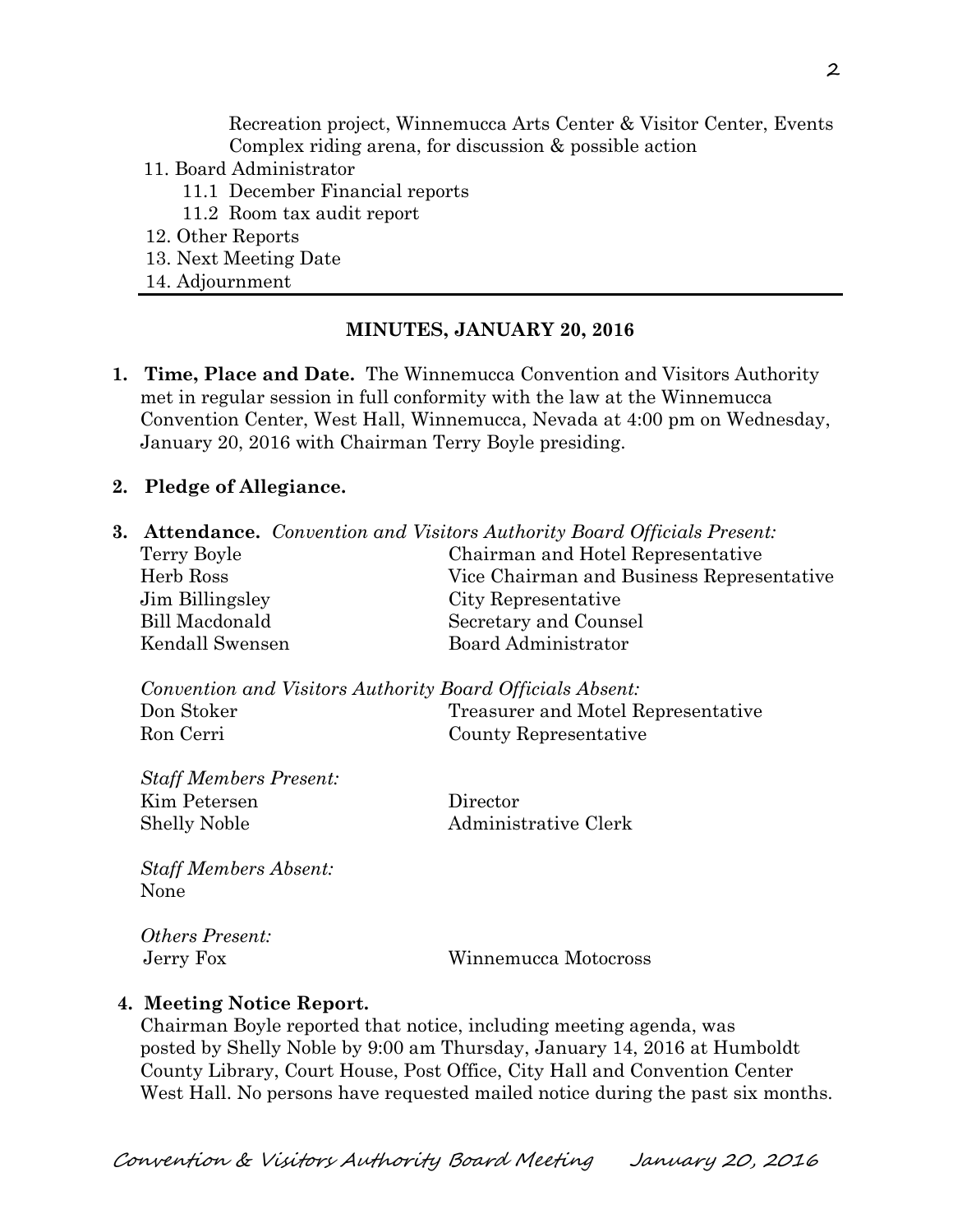Recreation project, Winnemucca Arts Center & Visitor Center, Events Complex riding arena, for discussion & possible action

11. Board Administrator
    - 11.1 December Financial reports
    - 11.2 Room tax audit report
12. Other Reports
13. Next Meeting Date
14. Adjournment

---

## MINUTES, JANUARY 20, 2016

**1. Time, Place and Date.** The Winnemucca Convention and Visitors Authority met in regular session in full conformity with the law at the Winnemucca Convention Center, West Hall, Winnemucca, Nevada at 4:00 pm on Wednesday, January 20, 2016 with Chairman Terry Boyle presiding.

**2. Pledge of Allegiance.**

**3. Attendance.** *Convention and Visitors Authority Board Officials Present:*

| | |
|---|---|
| Terry Boyle | Chairman and Hotel Representative |
| Herb Ross | Vice Chairman and Business Representative |
| Jim Billingsley | City Representative |
| Bill Macdonald | Secretary and Counsel |
| Kendall Swensen | Board Administrator |

*Convention and Visitors Authority Board Officials Absent:*

| | |
|---|---|
| Don Stoker | Treasurer and Motel Representative |
| Ron Cerri | County Representative |

*Staff Members Present:*

| | |
|---|---|
| Kim Petersen | Director |
| Shelly Noble | Administrative Clerk |

*Staff Members Absent:*
None

*Others Present:*

| | |
|---|---|
| Jerry Fox | Winnemucca Motocross |

**4. Meeting Notice Report.**
Chairman Boyle reported that notice, including meeting agenda, was posted by Shelly Noble by 9:00 am Thursday, January 14, 2016 at Humboldt County Library, Court House, Post Office, City Hall and Convention Center West Hall. No persons have requested mailed notice during the past six months.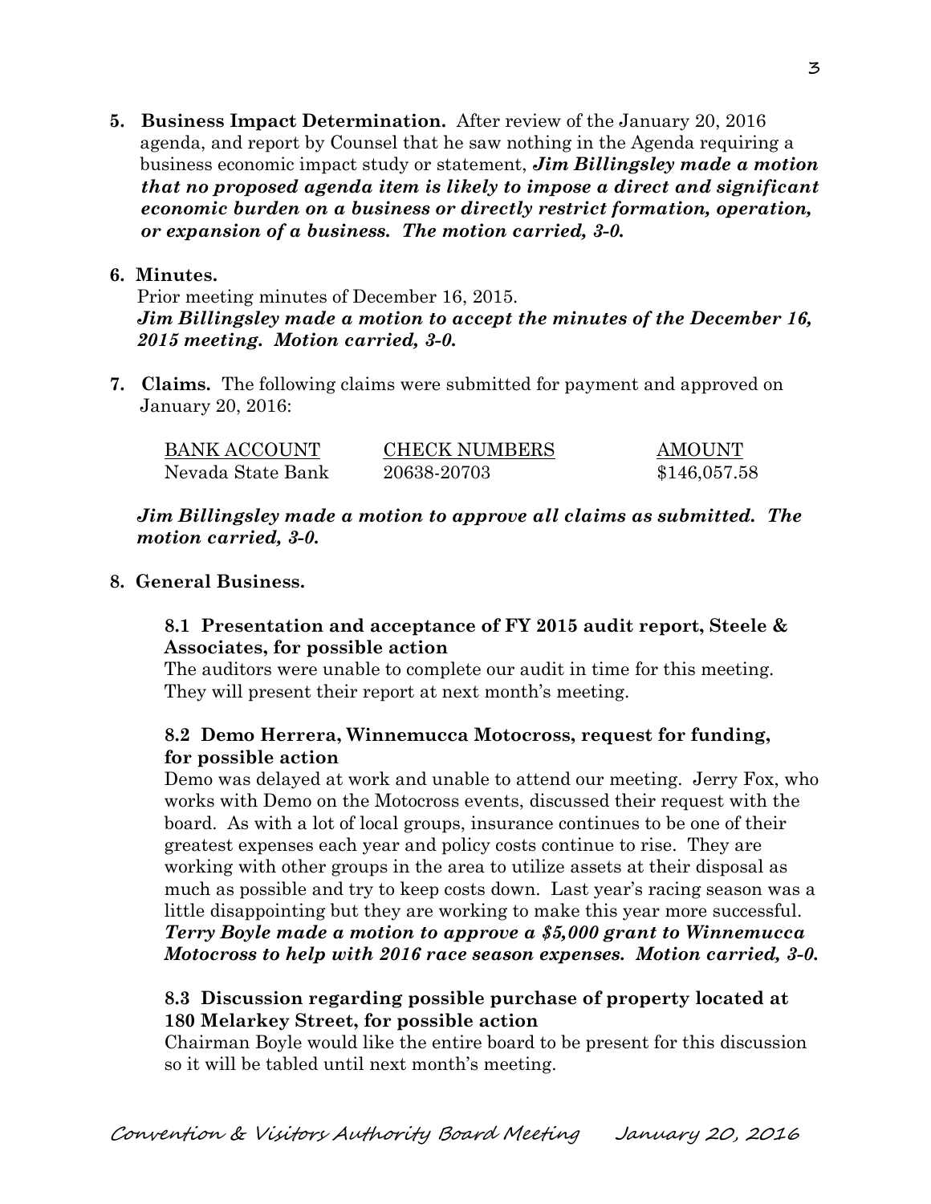**5. Business Impact Determination.** After review of the January 20, 2016 agenda, and report by Counsel that he saw nothing in the Agenda requiring a business economic impact study or statement, ***Jim Billingsley made a motion that no proposed agenda item is likely to impose a direct and significant economic burden on a business or directly restrict formation, operation, or expansion of a business. The motion carried, 3-0.***

**6. Minutes.**

Prior meeting minutes of December 16, 2015.
***Jim Billingsley made a motion to accept the minutes of the December 16, 2015 meeting. Motion carried, 3-0.***

**7. Claims.** The following claims were submitted for payment and approved on January 20, 2016:

| BANK ACCOUNT | CHECK NUMBERS | AMOUNT |
|---|---|---|
| Nevada State Bank | 20638-20703 | $146,057.58 |

***Jim Billingsley made a motion to approve all claims as submitted. The motion carried, 3-0.***

**8. General Business.**

**8.1 Presentation and acceptance of FY 2015 audit report, Steele & Associates, for possible action**

The auditors were unable to complete our audit in time for this meeting. They will present their report at next month's meeting.

**8.2 Demo Herrera, Winnemucca Motocross, request for funding, for possible action**

Demo was delayed at work and unable to attend our meeting. Jerry Fox, who works with Demo on the Motocross events, discussed their request with the board. As with a lot of local groups, insurance continues to be one of their greatest expenses each year and policy costs continue to rise. They are working with other groups in the area to utilize assets at their disposal as much as possible and try to keep costs down. Last year's racing season was a little disappointing but they are working to make this year more successful.
***Terry Boyle made a motion to approve a $5,000 grant to Winnemucca Motocross to help with 2016 race season expenses. Motion carried, 3-0.***

**8.3 Discussion regarding possible purchase of property located at 180 Melarkey Street, for possible action**

Chairman Boyle would like the entire board to be present for this discussion so it will be tabled until next month's meeting.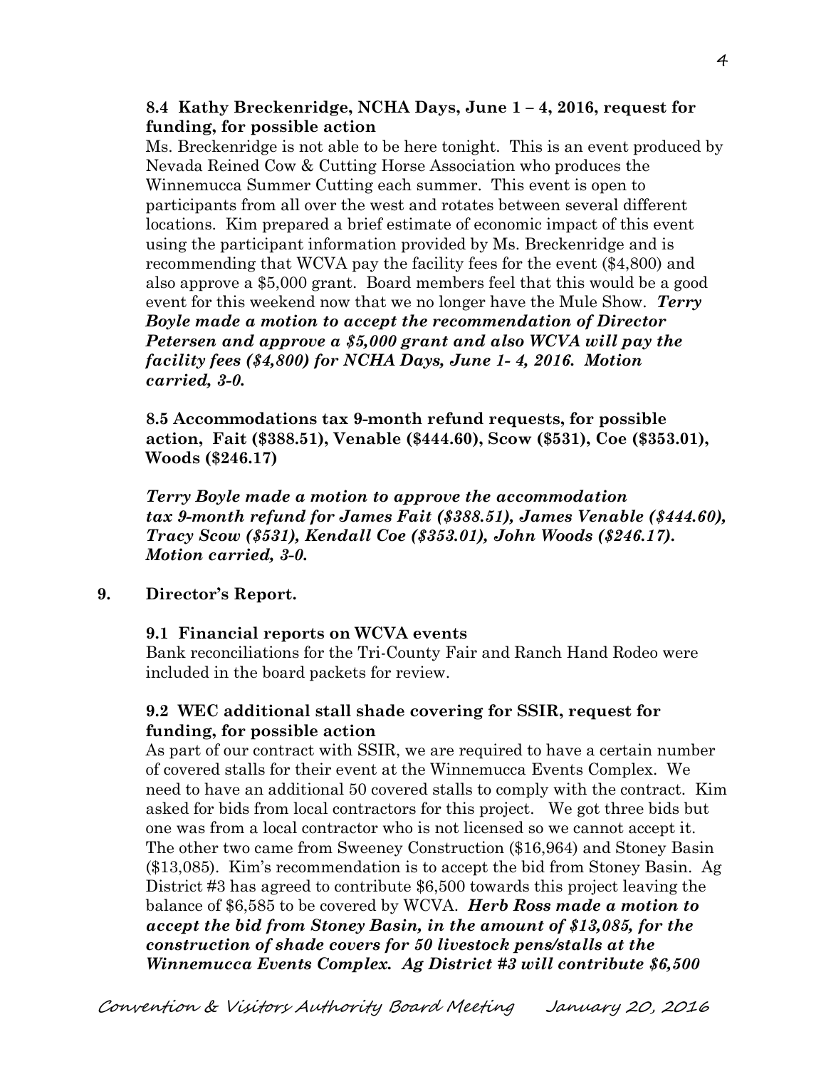**8.4 Kathy Breckenridge, NCHA Days, June 1 – 4, 2016, request for funding, for possible action**

Ms. Breckenridge is not able to be here tonight. This is an event produced by Nevada Reined Cow & Cutting Horse Association who produces the Winnemucca Summer Cutting each summer. This event is open to participants from all over the west and rotates between several different locations. Kim prepared a brief estimate of economic impact of this event using the participant information provided by Ms. Breckenridge and is recommending that WCVA pay the facility fees for the event ($4,800) and also approve a $5,000 grant. Board members feel that this would be a good event for this weekend now that we no longer have the Mule Show. ***Terry Boyle made a motion to accept the recommendation of Director Petersen and approve a $5,000 grant and also WCVA will pay the facility fees ($4,800) for NCHA Days, June 1- 4, 2016. Motion carried, 3-0.***

**8.5 Accommodations tax 9-month refund requests, for possible action, Fait ($388.51), Venable ($444.60), Scow ($531), Coe ($353.01), Woods ($246.17)**

***Terry Boyle made a motion to approve the accommodation tax 9-month refund for James Fait ($388.51), James Venable ($444.60), Tracy Scow ($531), Kendall Coe ($353.01), John Woods ($246.17). Motion carried, 3-0.***

**9. Director's Report.**

**9.1 Financial reports on WCVA events**

Bank reconciliations for the Tri-County Fair and Ranch Hand Rodeo were included in the board packets for review.

**9.2 WEC additional stall shade covering for SSIR, request for funding, for possible action**

As part of our contract with SSIR, we are required to have a certain number of covered stalls for their event at the Winnemucca Events Complex. We need to have an additional 50 covered stalls to comply with the contract. Kim asked for bids from local contractors for this project. We got three bids but one was from a local contractor who is not licensed so we cannot accept it. The other two came from Sweeney Construction ($16,964) and Stoney Basin ($13,085). Kim's recommendation is to accept the bid from Stoney Basin. Ag District #3 has agreed to contribute $6,500 towards this project leaving the balance of $6,585 to be covered by WCVA. ***Herb Ross made a motion to accept the bid from Stoney Basin, in the amount of $13,085, for the construction of shade covers for 50 livestock pens/stalls at the Winnemucca Events Complex. Ag District #3 will contribute $6,500***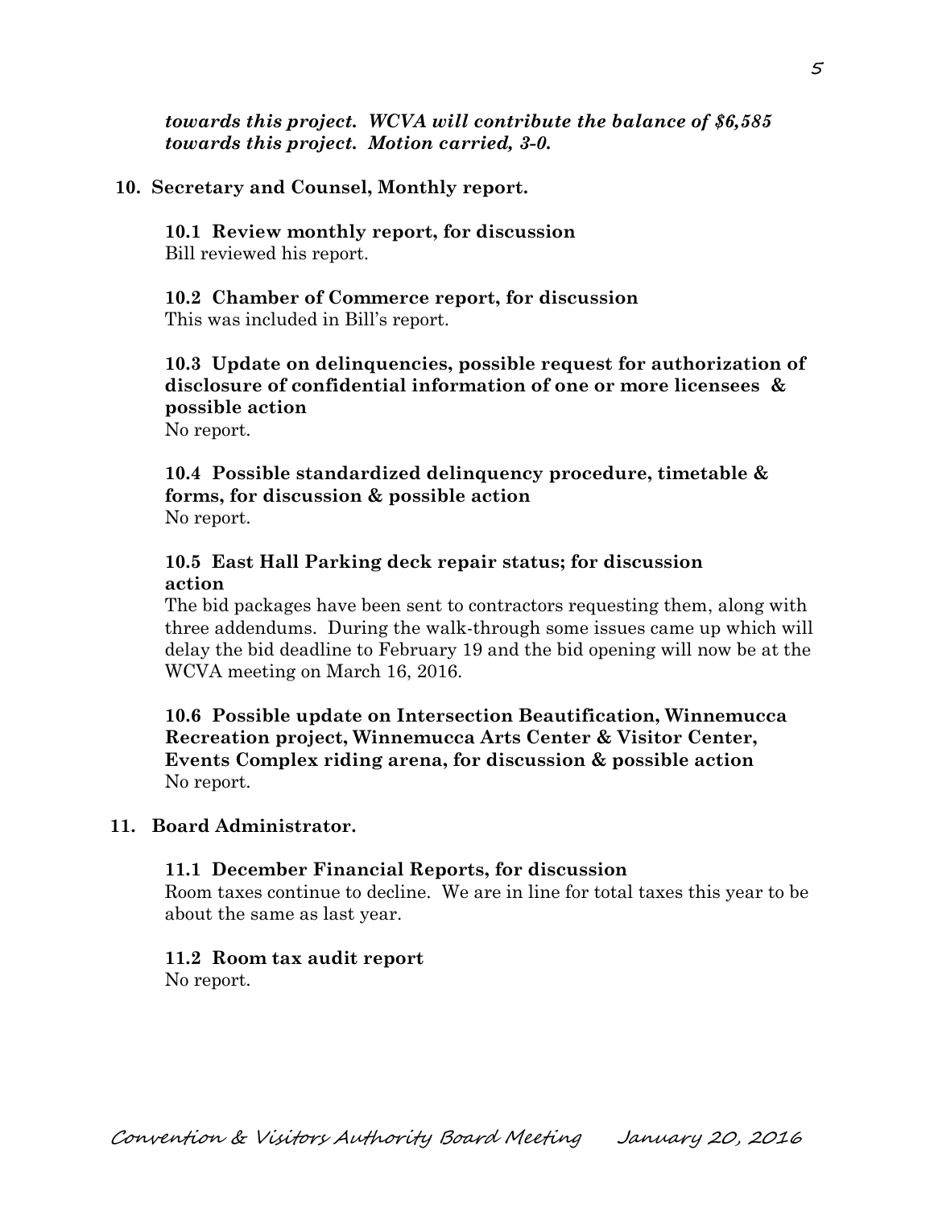***towards this project. WCVA will contribute the balance of $6,585 towards this project. Motion carried, 3-0.***

**10. Secretary and Counsel, Monthly report.**

**10.1 Review monthly report, for discussion**
Bill reviewed his report.

**10.2 Chamber of Commerce report, for discussion**
This was included in Bill's report.

**10.3 Update on delinquencies, possible request for authorization of disclosure of confidential information of one or more licensees & possible action**
No report.

**10.4 Possible standardized delinquency procedure, timetable & forms, for discussion & possible action**
No report.

**10.5 East Hall Parking deck repair status; for discussion action**
The bid packages have been sent to contractors requesting them, along with three addendums. During the walk-through some issues came up which will delay the bid deadline to February 19 and the bid opening will now be at the WCVA meeting on March 16, 2016.

**10.6 Possible update on Intersection Beautification, Winnemucca Recreation project, Winnemucca Arts Center & Visitor Center, Events Complex riding arena, for discussion & possible action**
No report.

**11. Board Administrator.**

**11.1 December Financial Reports, for discussion**
Room taxes continue to decline. We are in line for total taxes this year to be about the same as last year.

**11.2 Room tax audit report**
No report.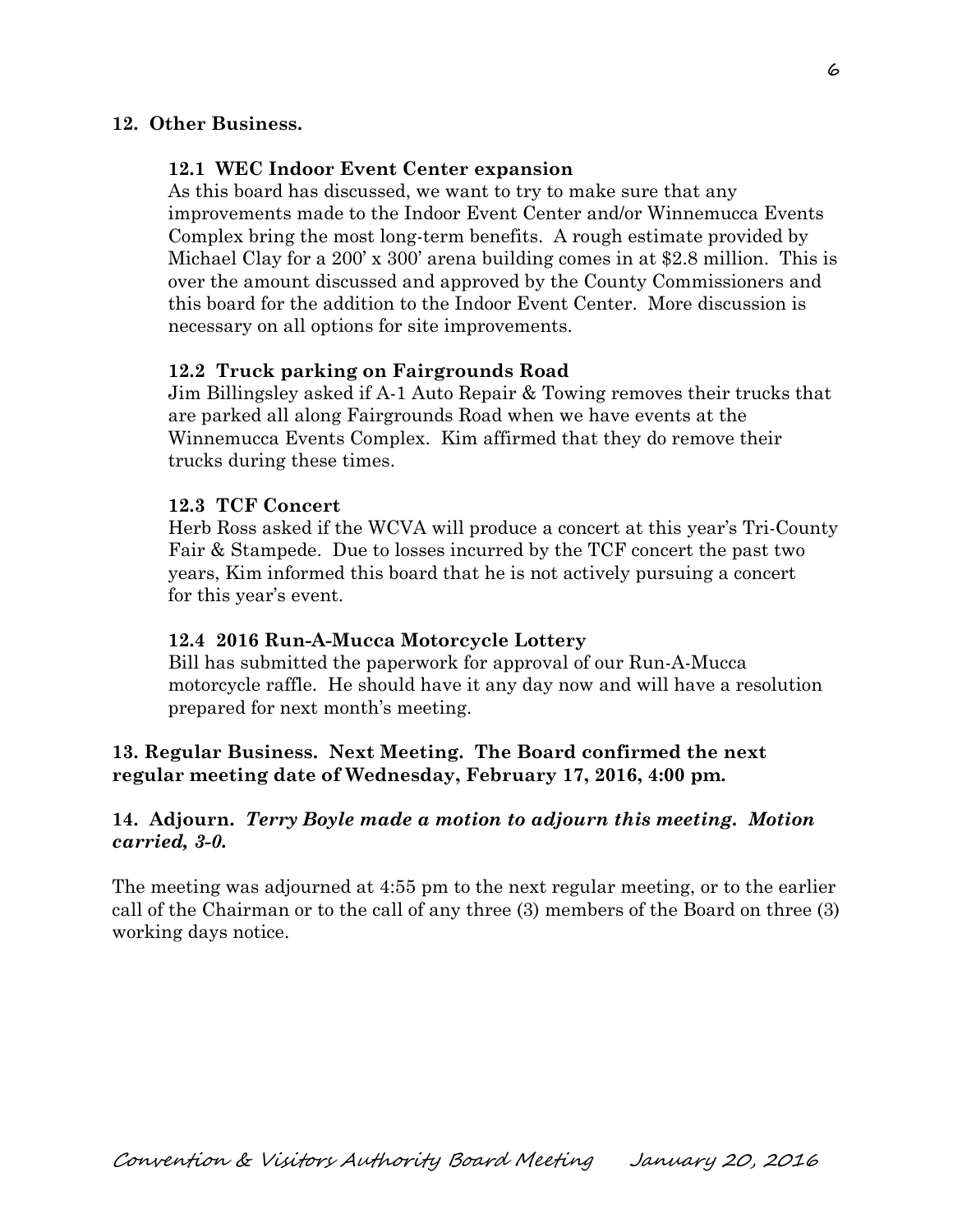**12. Other Business.**

**12.1 WEC Indoor Event Center expansion**

As this board has discussed, we want to try to make sure that any improvements made to the Indoor Event Center and/or Winnemucca Events Complex bring the most long-term benefits. A rough estimate provided by Michael Clay for a 200' x 300' arena building comes in at $2.8 million. This is over the amount discussed and approved by the County Commissioners and this board for the addition to the Indoor Event Center. More discussion is necessary on all options for site improvements.

**12.2 Truck parking on Fairgrounds Road**

Jim Billingsley asked if A-1 Auto Repair & Towing removes their trucks that are parked all along Fairgrounds Road when we have events at the Winnemucca Events Complex. Kim affirmed that they do remove their trucks during these times.

**12.3 TCF Concert**

Herb Ross asked if the WCVA will produce a concert at this year's Tri-County Fair & Stampede. Due to losses incurred by the TCF concert the past two years, Kim informed this board that he is not actively pursuing a concert for this year's event.

**12.4 2016 Run-A-Mucca Motorcycle Lottery**

Bill has submitted the paperwork for approval of our Run-A-Mucca motorcycle raffle. He should have it any day now and will have a resolution prepared for next month's meeting.

**13. Regular Business. Next Meeting. The Board confirmed the next regular meeting date of Wednesday, February 17, 2016, 4:00 pm.**

**14. Adjourn.** ***Terry Boyle made a motion to adjourn this meeting. Motion carried, 3-0.***

The meeting was adjourned at 4:55 pm to the next regular meeting, or to the earlier call of the Chairman or to the call of any three (3) members of the Board on three (3) working days notice.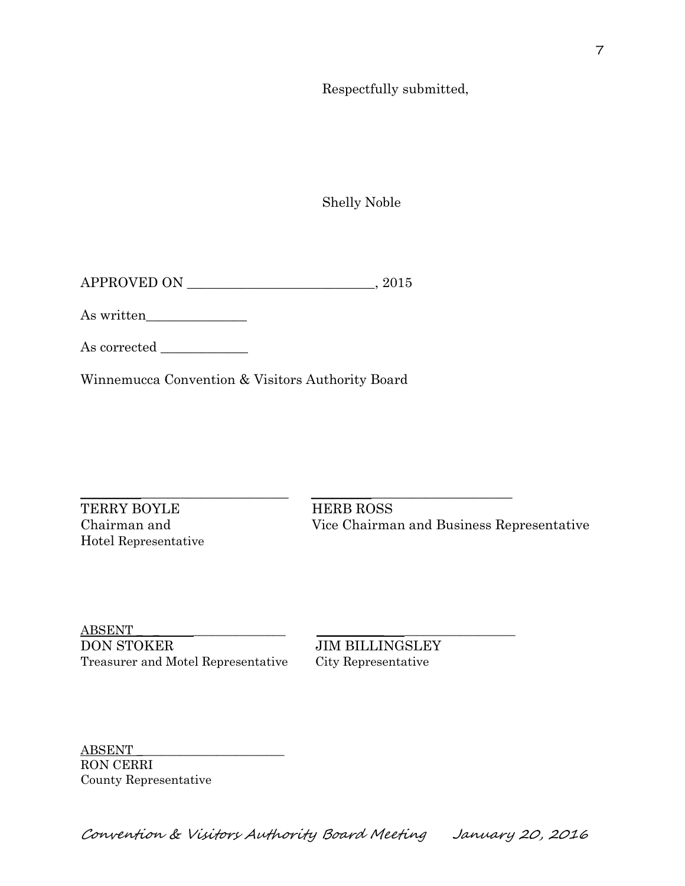Respectfully submitted,

Shelly Noble

APPROVED ON ____________________________, 2015

As written_______________

As corrected _____________

Winnemucca Convention & Visitors Authority Board

_________________________________
TERRY BOYLE
Chairman and
Hotel Representative

_________________________________
HERB ROSS
Vice Chairman and Business Representative

ABSENT __________________________
DON STOKER
Treasurer and Motel Representative

_________________________________
JIM BILLINGSLEY
City Representative

ABSENT __________________________
RON CERRI
County Representative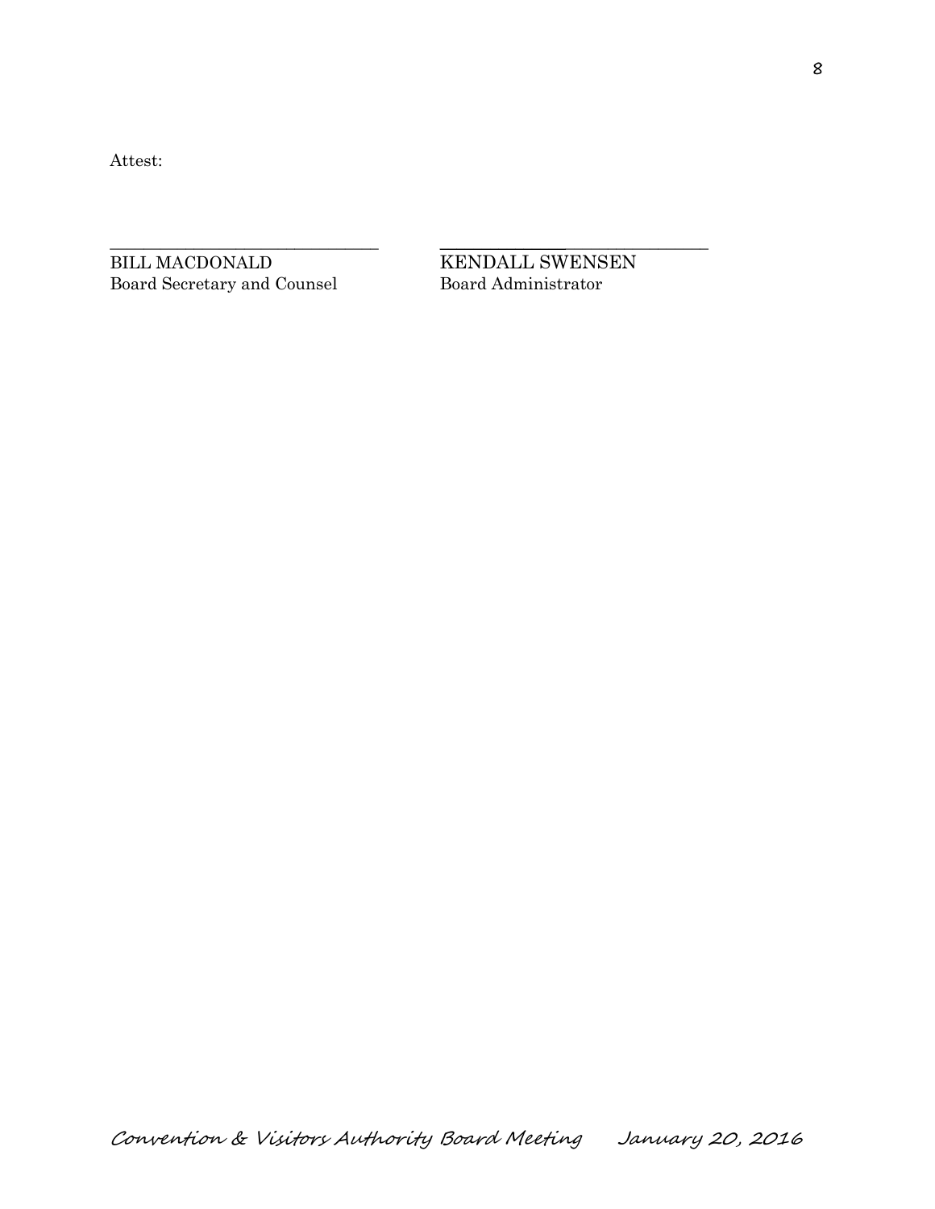Attest:

| | |
|---|---|
| \_\_\_\_\_\_\_\_\_\_\_\_\_\_\_\_\_\_\_\_\_\_\_\_\_\_\_\_\_\_ | \_\_\_\_\_\_\_\_\_\_\_\_\_\_\_\_\_\_\_\_\_\_\_\_\_\_\_\_\_\_ |
| BILL MACDONALD | KENDALL SWENSEN |
| Board Secretary and Counsel | Board Administrator |